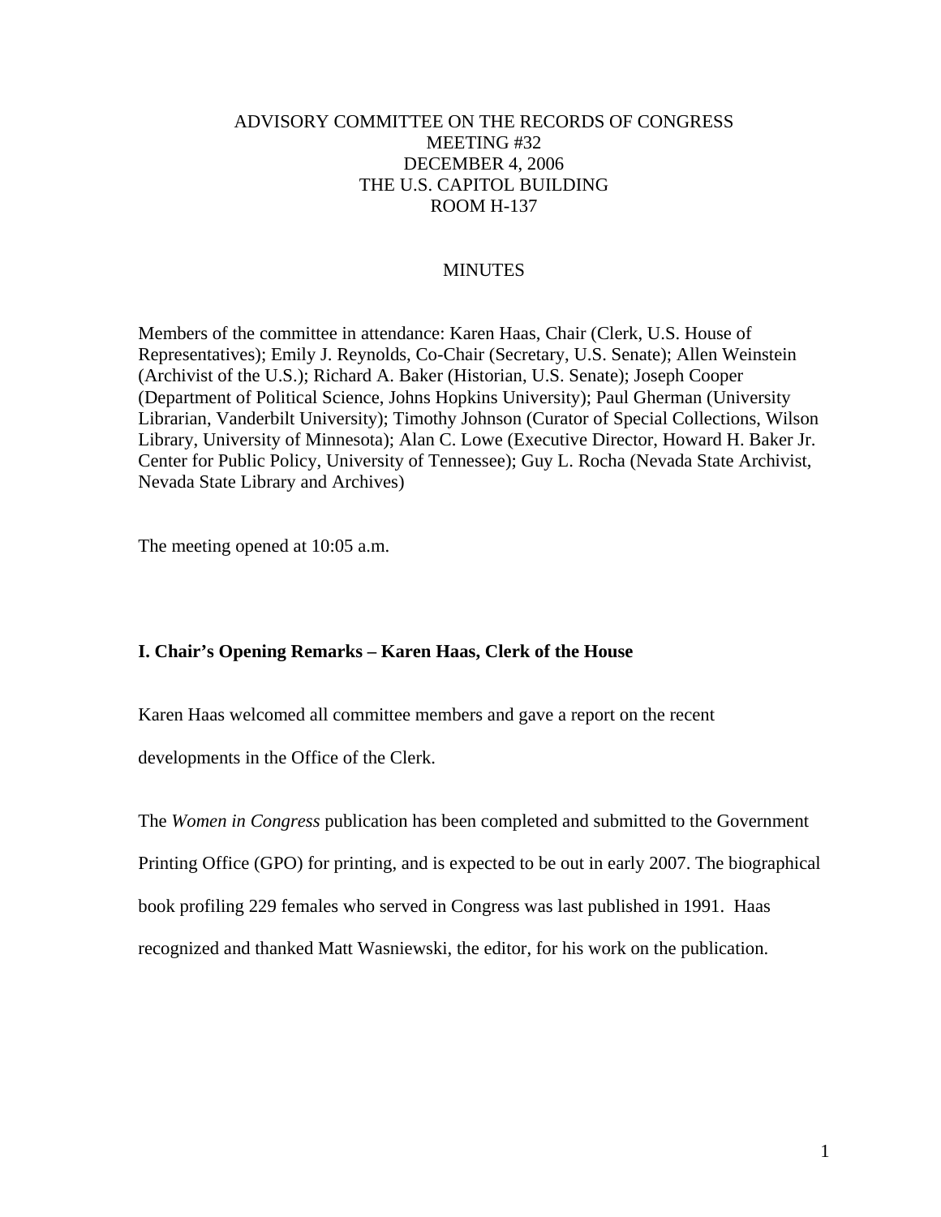# ADVISORY COMMITTEE ON THE RECORDS OF CONGRESS
## MEETING #32
## DECEMBER 4, 2006
## THE U.S. CAPITOL BUILDING
## ROOM H-137

## MINUTES

Members of the committee in attendance: Karen Haas, Chair (Clerk, U.S. House of Representatives); Emily J. Reynolds, Co-Chair (Secretary, U.S. Senate); Allen Weinstein (Archivist of the U.S.); Richard A. Baker (Historian, U.S. Senate); Joseph Cooper (Department of Political Science, Johns Hopkins University); Paul Gherman (University Librarian, Vanderbilt University); Timothy Johnson (Curator of Special Collections, Wilson Library, University of Minnesota); Alan C. Lowe (Executive Director, Howard H. Baker Jr. Center for Public Policy, University of Tennessee); Guy L. Rocha (Nevada State Archivist, Nevada State Library and Archives)

The meeting opened at 10:05 a.m.

### I. Chair's Opening Remarks – Karen Haas, Clerk of the House

Karen Haas welcomed all committee members and gave a report on the recent developments in the Office of the Clerk.

The *Women in Congress* publication has been completed and submitted to the Government Printing Office (GPO) for printing, and is expected to be out in early 2007. The biographical book profiling 229 females who served in Congress was last published in 1991. Haas recognized and thanked Matt Wasniewski, the editor, for his work on the publication.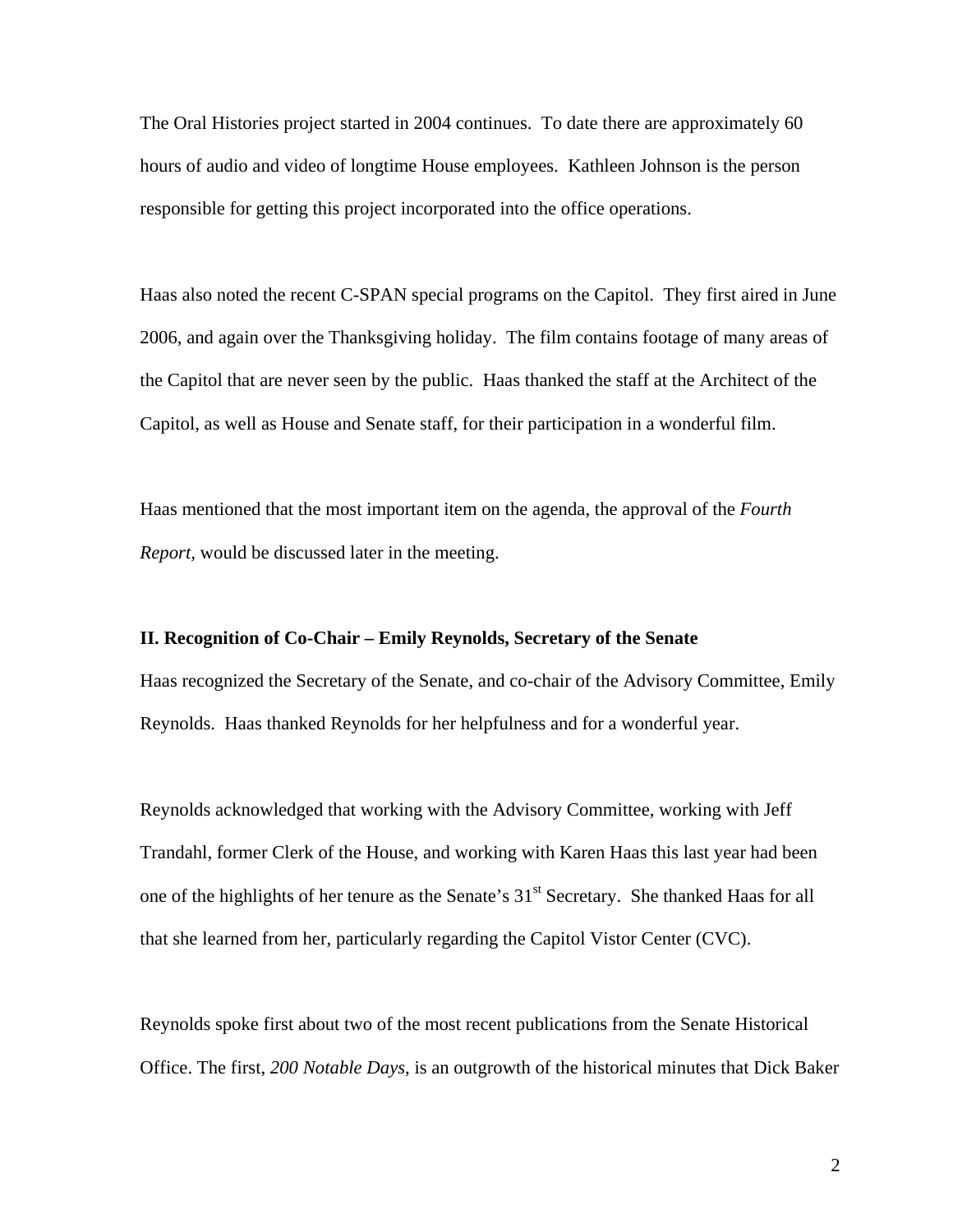The Oral Histories project started in 2004 continues. To date there are approximately 60 hours of audio and video of longtime House employees. Kathleen Johnson is the person responsible for getting this project incorporated into the office operations.

Haas also noted the recent C-SPAN special programs on the Capitol. They first aired in June 2006, and again over the Thanksgiving holiday. The film contains footage of many areas of the Capitol that are never seen by the public. Haas thanked the staff at the Architect of the Capitol, as well as House and Senate staff, for their participation in a wonderful film.

Haas mentioned that the most important item on the agenda, the approval of the *Fourth Report,* would be discussed later in the meeting.

**II. Recognition of Co-Chair – Emily Reynolds, Secretary of the Senate**

Haas recognized the Secretary of the Senate, and co-chair of the Advisory Committee, Emily Reynolds. Haas thanked Reynolds for her helpfulness and for a wonderful year.

Reynolds acknowledged that working with the Advisory Committee, working with Jeff Trandahl, former Clerk of the House, and working with Karen Haas this last year had been one of the highlights of her tenure as the Senate's 31st Secretary. She thanked Haas for all that she learned from her, particularly regarding the Capitol Vistor Center (CVC).

Reynolds spoke first about two of the most recent publications from the Senate Historical Office. The first, *200 Notable Days*, is an outgrowth of the historical minutes that Dick Baker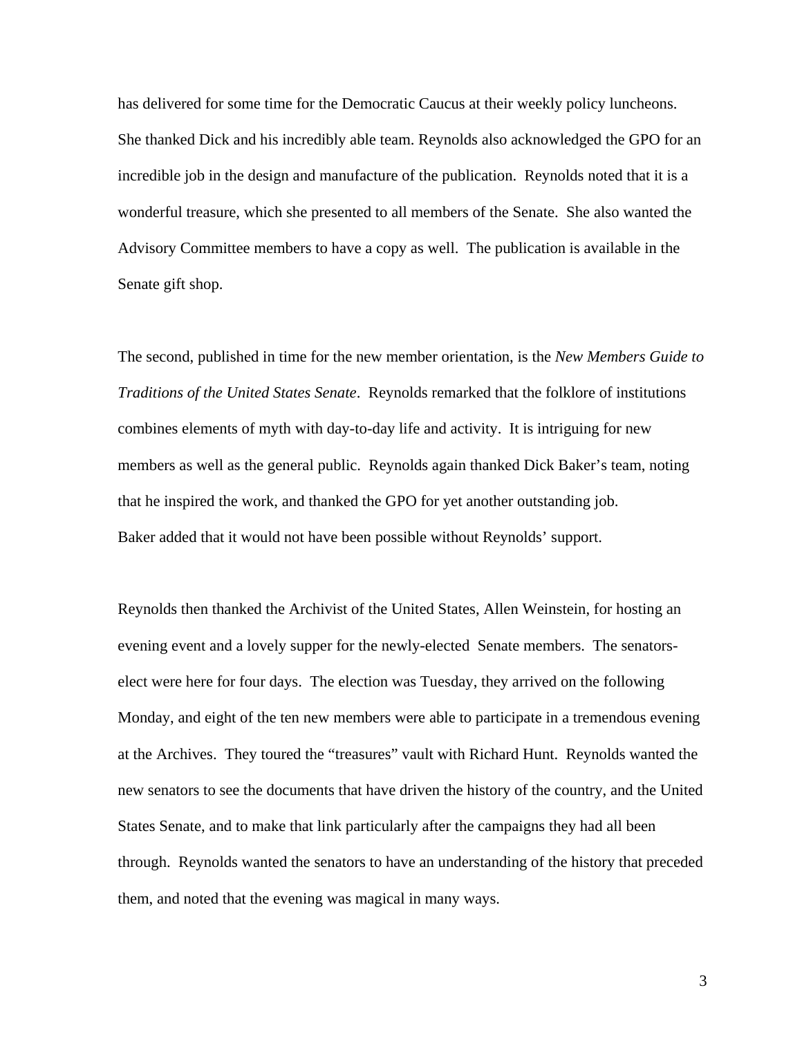has delivered for some time for the Democratic Caucus at their weekly policy luncheons. She thanked Dick and his incredibly able team. Reynolds also acknowledged the GPO for an incredible job in the design and manufacture of the publication. Reynolds noted that it is a wonderful treasure, which she presented to all members of the Senate. She also wanted the Advisory Committee members to have a copy as well. The publication is available in the Senate gift shop.

The second, published in time for the new member orientation, is the *New Members Guide to Traditions of the United States Senate*. Reynolds remarked that the folklore of institutions combines elements of myth with day-to-day life and activity. It is intriguing for new members as well as the general public. Reynolds again thanked Dick Baker's team, noting that he inspired the work, and thanked the GPO for yet another outstanding job. Baker added that it would not have been possible without Reynolds' support.

Reynolds then thanked the Archivist of the United States, Allen Weinstein, for hosting an evening event and a lovely supper for the newly-elected Senate members. The senators-elect were here for four days. The election was Tuesday, they arrived on the following Monday, and eight of the ten new members were able to participate in a tremendous evening at the Archives. They toured the "treasures" vault with Richard Hunt. Reynolds wanted the new senators to see the documents that have driven the history of the country, and the United States Senate, and to make that link particularly after the campaigns they had all been through. Reynolds wanted the senators to have an understanding of the history that preceded them, and noted that the evening was magical in many ways.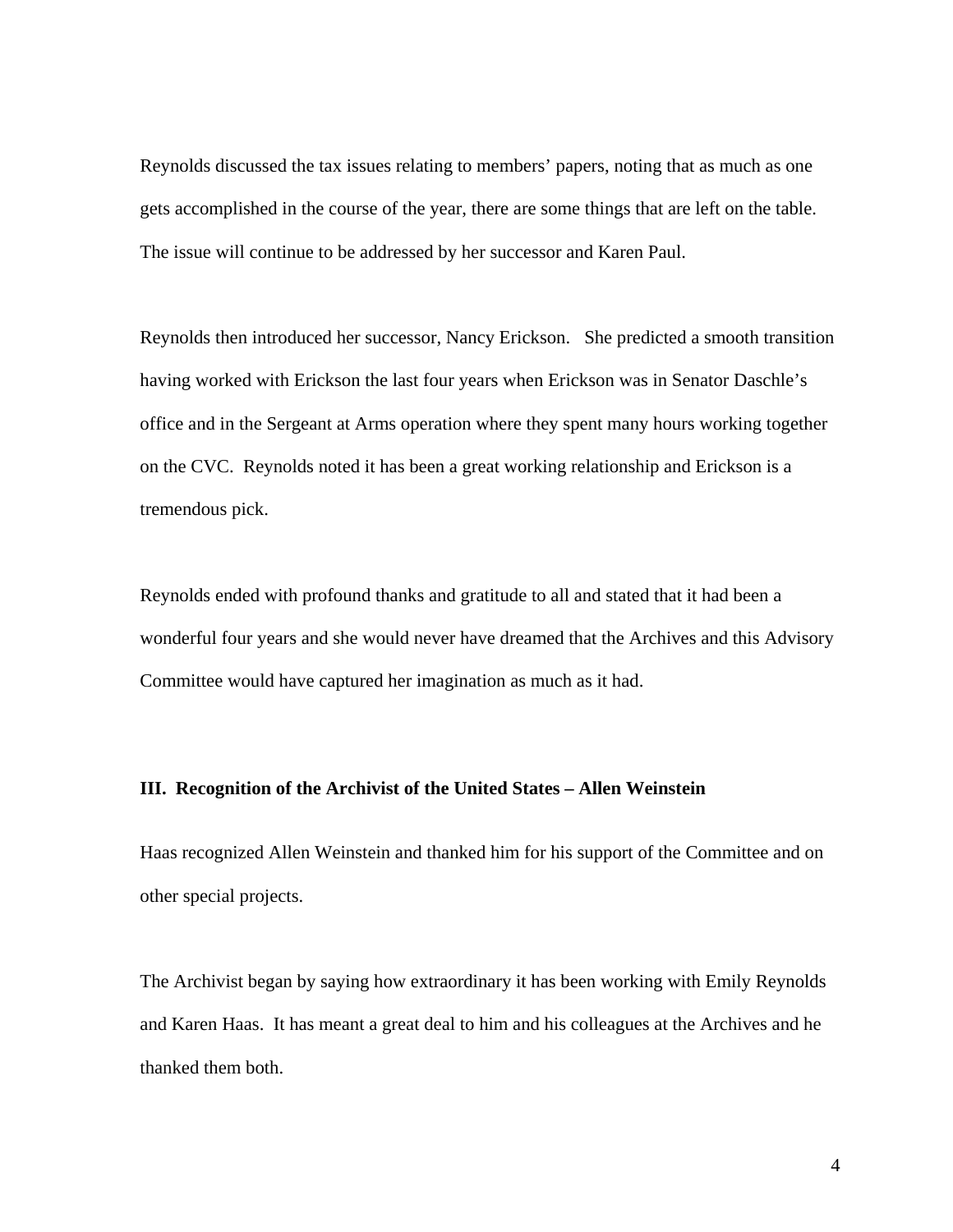Reynolds discussed the tax issues relating to members' papers, noting that as much as one gets accomplished in the course of the year, there are some things that are left on the table. The issue will continue to be addressed by her successor and Karen Paul.

Reynolds then introduced her successor, Nancy Erickson. She predicted a smooth transition having worked with Erickson the last four years when Erickson was in Senator Daschle's office and in the Sergeant at Arms operation where they spent many hours working together on the CVC. Reynolds noted it has been a great working relationship and Erickson is a tremendous pick.

Reynolds ended with profound thanks and gratitude to all and stated that it had been a wonderful four years and she would never have dreamed that the Archives and this Advisory Committee would have captured her imagination as much as it had.

**III. Recognition of the Archivist of the United States – Allen Weinstein**

Haas recognized Allen Weinstein and thanked him for his support of the Committee and on other special projects.

The Archivist began by saying how extraordinary it has been working with Emily Reynolds and Karen Haas. It has meant a great deal to him and his colleagues at the Archives and he thanked them both.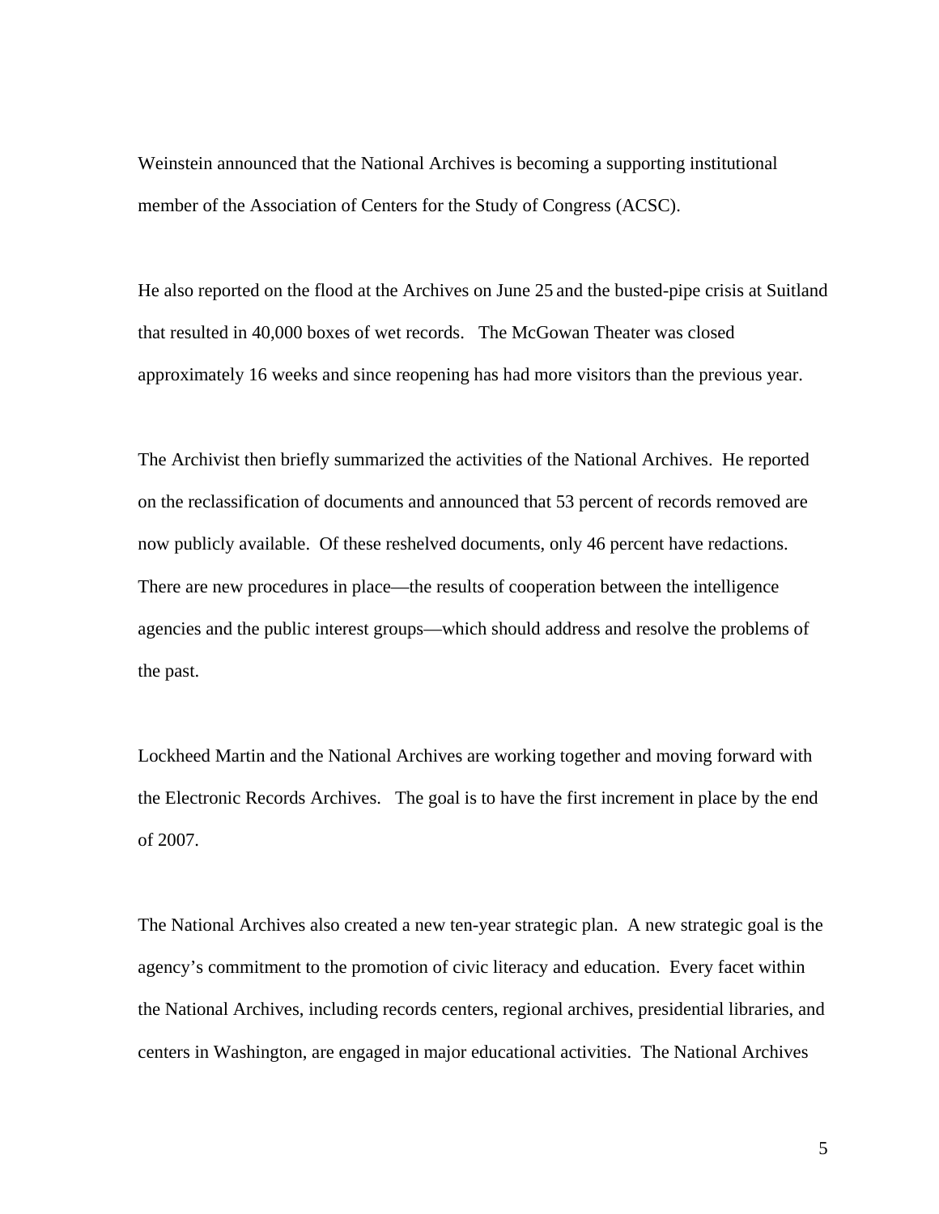Weinstein announced that the National Archives is becoming a supporting institutional member of the Association of Centers for the Study of Congress (ACSC).

He also reported on the flood at the Archives on June 25 and the busted-pipe crisis at Suitland that resulted in 40,000 boxes of wet records. The McGowan Theater was closed approximately 16 weeks and since reopening has had more visitors than the previous year.

The Archivist then briefly summarized the activities of the National Archives. He reported on the reclassification of documents and announced that 53 percent of records removed are now publicly available. Of these reshelved documents, only 46 percent have redactions. There are new procedures in place—the results of cooperation between the intelligence agencies and the public interest groups—which should address and resolve the problems of the past.

Lockheed Martin and the National Archives are working together and moving forward with the Electronic Records Archives. The goal is to have the first increment in place by the end of 2007.

The National Archives also created a new ten-year strategic plan. A new strategic goal is the agency's commitment to the promotion of civic literacy and education. Every facet within the National Archives, including records centers, regional archives, presidential libraries, and centers in Washington, are engaged in major educational activities. The National Archives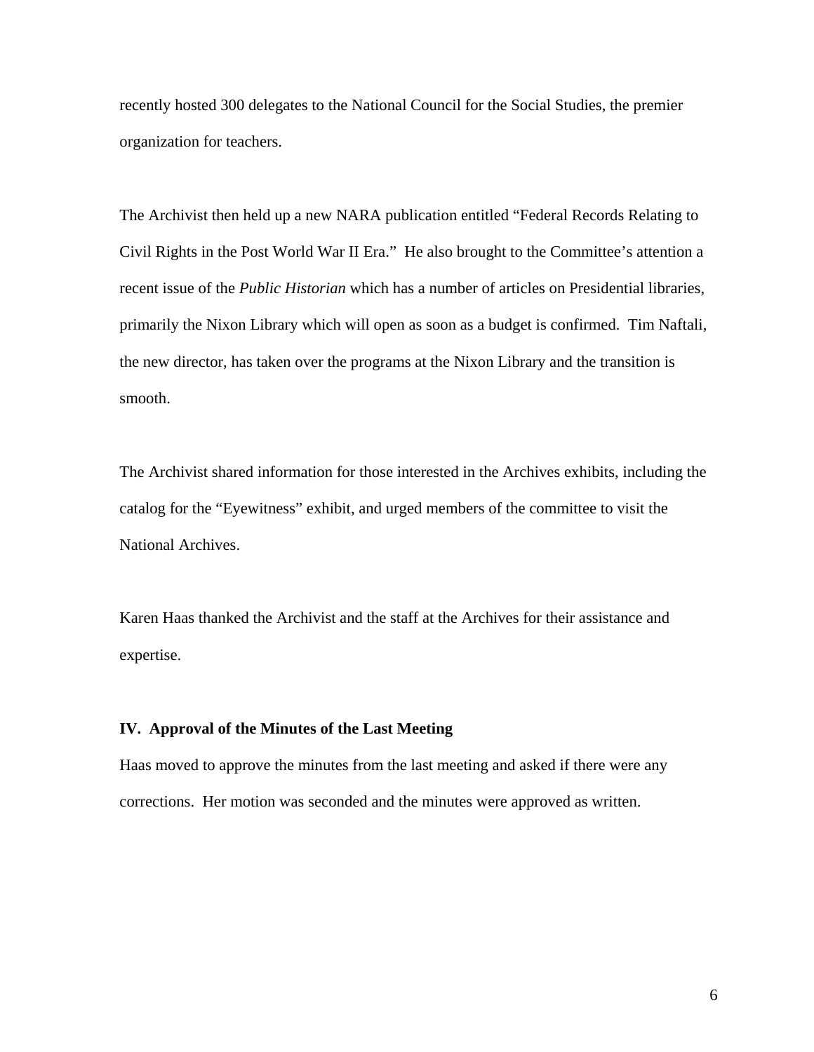recently hosted 300 delegates to the National Council for the Social Studies, the premier organization for teachers.

The Archivist then held up a new NARA publication entitled "Federal Records Relating to Civil Rights in the Post World War II Era." He also brought to the Committee's attention a recent issue of the *Public Historian* which has a number of articles on Presidential libraries, primarily the Nixon Library which will open as soon as a budget is confirmed. Tim Naftali, the new director, has taken over the programs at the Nixon Library and the transition is smooth.

The Archivist shared information for those interested in the Archives exhibits, including the catalog for the "Eyewitness" exhibit, and urged members of the committee to visit the National Archives.

Karen Haas thanked the Archivist and the staff at the Archives for their assistance and expertise.

## IV. Approval of the Minutes of the Last Meeting

Haas moved to approve the minutes from the last meeting and asked if there were any corrections. Her motion was seconded and the minutes were approved as written.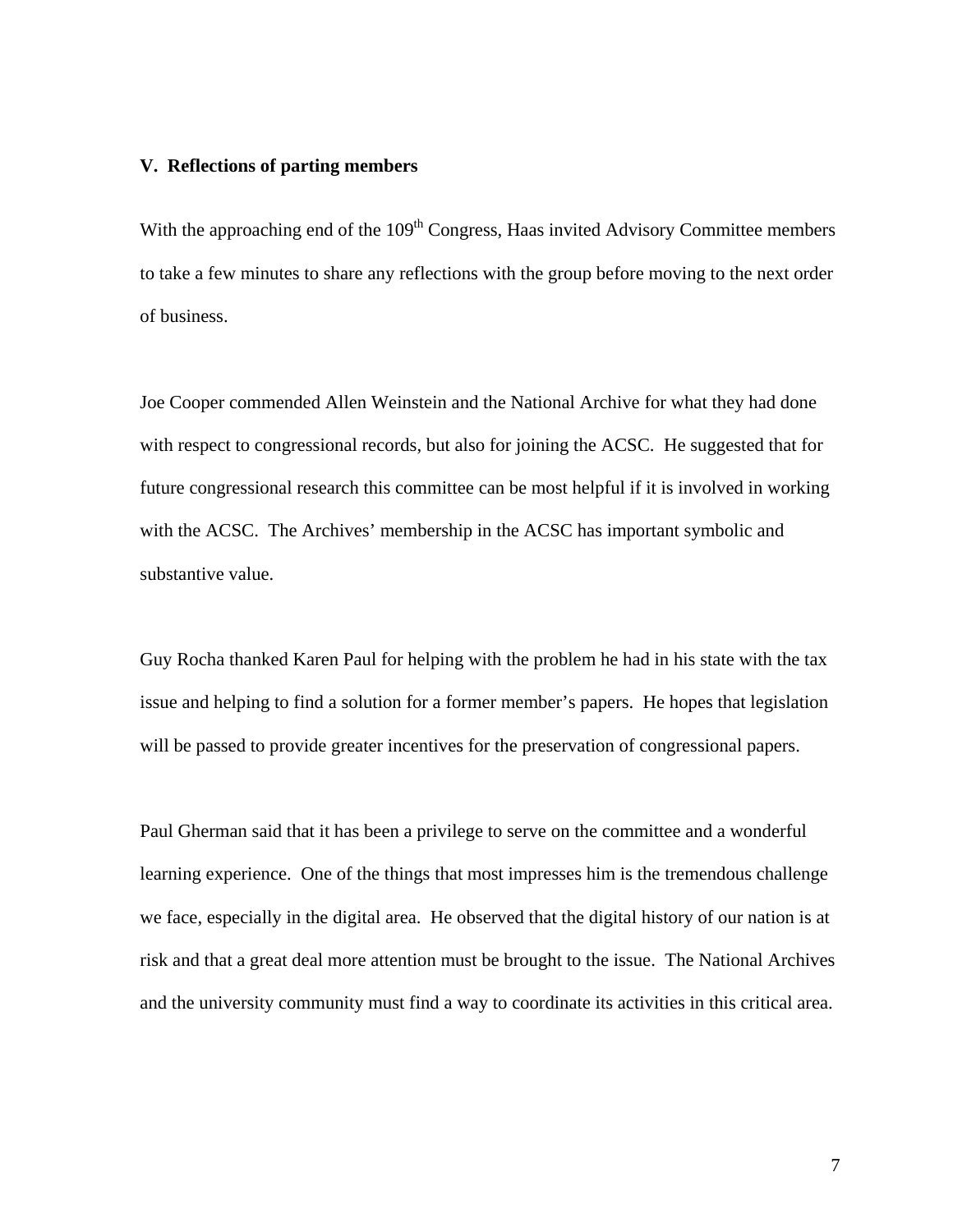**V. Reflections of parting members**

With the approaching end of the 109th Congress, Haas invited Advisory Committee members to take a few minutes to share any reflections with the group before moving to the next order of business.

Joe Cooper commended Allen Weinstein and the National Archive for what they had done with respect to congressional records, but also for joining the ACSC. He suggested that for future congressional research this committee can be most helpful if it is involved in working with the ACSC. The Archives' membership in the ACSC has important symbolic and substantive value.

Guy Rocha thanked Karen Paul for helping with the problem he had in his state with the tax issue and helping to find a solution for a former member's papers. He hopes that legislation will be passed to provide greater incentives for the preservation of congressional papers.

Paul Gherman said that it has been a privilege to serve on the committee and a wonderful learning experience. One of the things that most impresses him is the tremendous challenge we face, especially in the digital area. He observed that the digital history of our nation is at risk and that a great deal more attention must be brought to the issue. The National Archives and the university community must find a way to coordinate its activities in this critical area.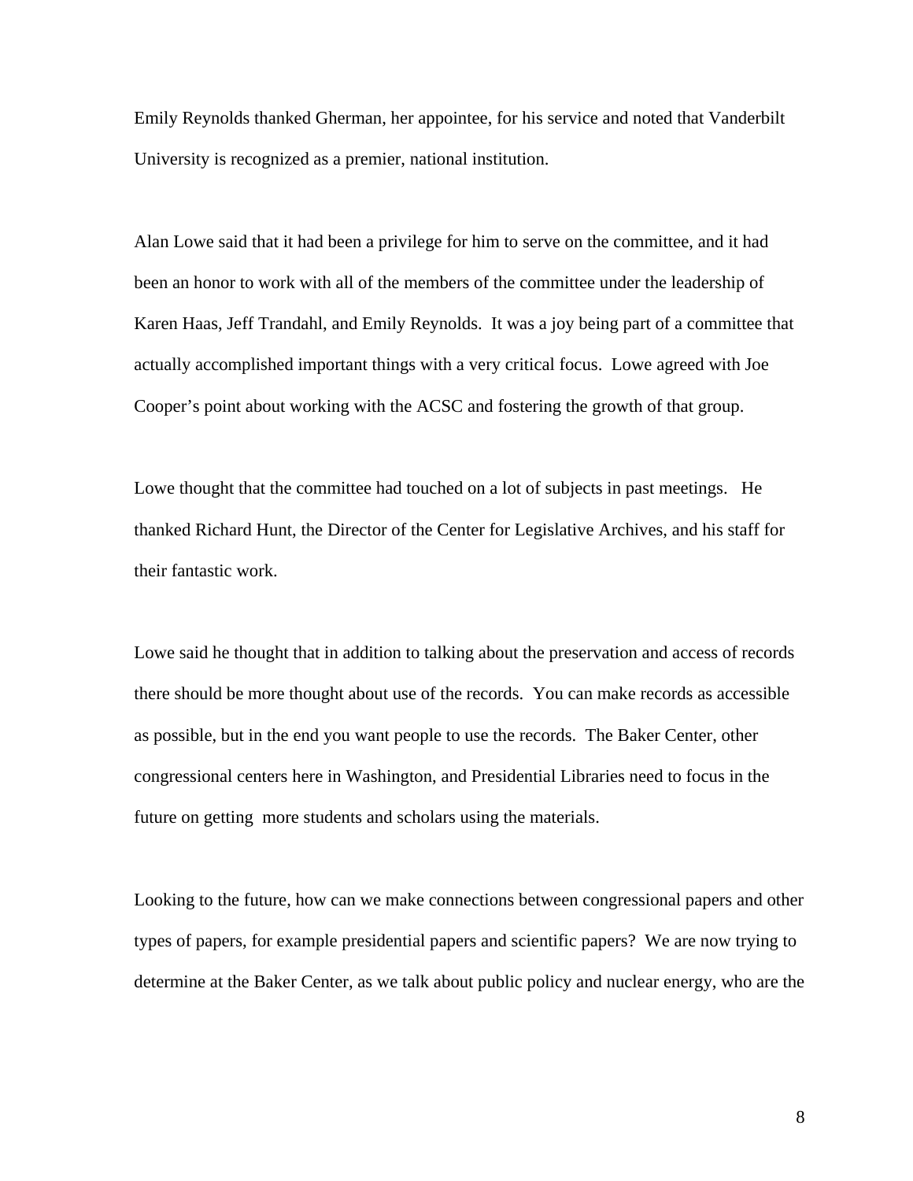Emily Reynolds thanked Gherman, her appointee, for his service and noted that Vanderbilt University is recognized as a premier, national institution.

Alan Lowe said that it had been a privilege for him to serve on the committee, and it had been an honor to work with all of the members of the committee under the leadership of Karen Haas, Jeff Trandahl, and Emily Reynolds. It was a joy being part of a committee that actually accomplished important things with a very critical focus. Lowe agreed with Joe Cooper's point about working with the ACSC and fostering the growth of that group.

Lowe thought that the committee had touched on a lot of subjects in past meetings. He thanked Richard Hunt, the Director of the Center for Legislative Archives, and his staff for their fantastic work.

Lowe said he thought that in addition to talking about the preservation and access of records there should be more thought about use of the records. You can make records as accessible as possible, but in the end you want people to use the records. The Baker Center, other congressional centers here in Washington, and Presidential Libraries need to focus in the future on getting more students and scholars using the materials.

Looking to the future, how can we make connections between congressional papers and other types of papers, for example presidential papers and scientific papers? We are now trying to determine at the Baker Center, as we talk about public policy and nuclear energy, who are the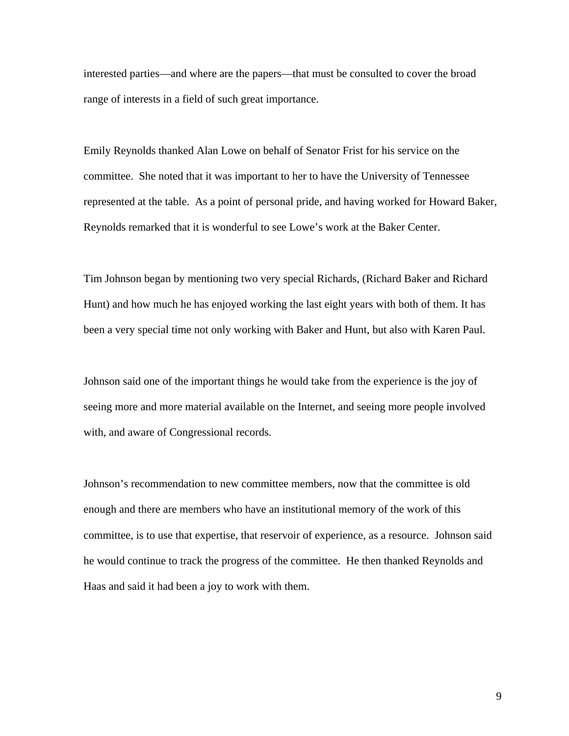interested parties—and where are the papers—that must be consulted to cover the broad range of interests in a field of such great importance.

Emily Reynolds thanked Alan Lowe on behalf of Senator Frist for his service on the committee. She noted that it was important to her to have the University of Tennessee represented at the table. As a point of personal pride, and having worked for Howard Baker, Reynolds remarked that it is wonderful to see Lowe's work at the Baker Center.

Tim Johnson began by mentioning two very special Richards, (Richard Baker and Richard Hunt) and how much he has enjoyed working the last eight years with both of them. It has been a very special time not only working with Baker and Hunt, but also with Karen Paul.

Johnson said one of the important things he would take from the experience is the joy of seeing more and more material available on the Internet, and seeing more people involved with, and aware of Congressional records.

Johnson's recommendation to new committee members, now that the committee is old enough and there are members who have an institutional memory of the work of this committee, is to use that expertise, that reservoir of experience, as a resource. Johnson said he would continue to track the progress of the committee. He then thanked Reynolds and Haas and said it had been a joy to work with them.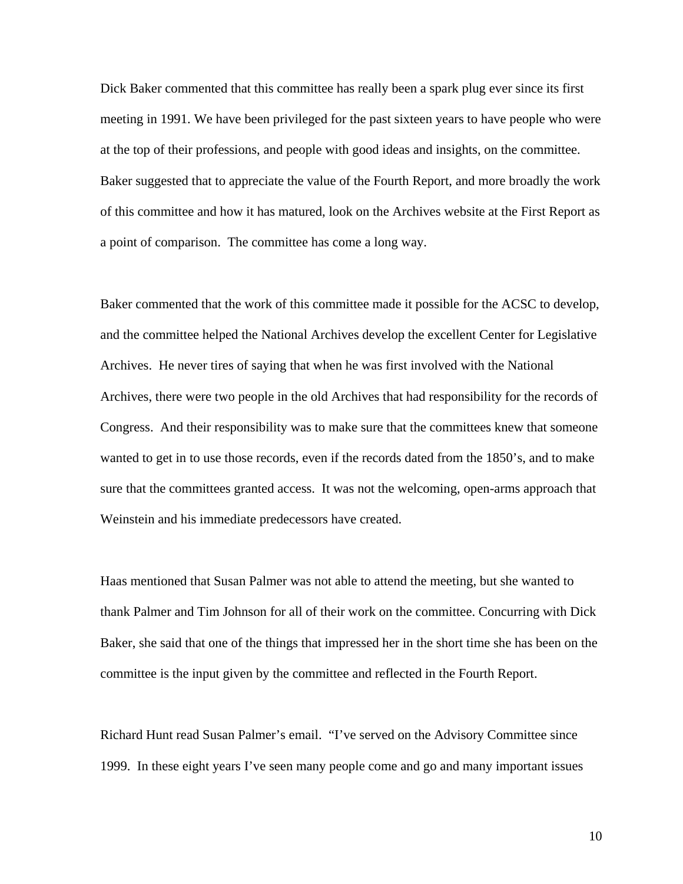Dick Baker commented that this committee has really been a spark plug ever since its first meeting in 1991. We have been privileged for the past sixteen years to have people who were at the top of their professions, and people with good ideas and insights, on the committee. Baker suggested that to appreciate the value of the Fourth Report, and more broadly the work of this committee and how it has matured, look on the Archives website at the First Report as a point of comparison. The committee has come a long way.

Baker commented that the work of this committee made it possible for the ACSC to develop, and the committee helped the National Archives develop the excellent Center for Legislative Archives. He never tires of saying that when he was first involved with the National Archives, there were two people in the old Archives that had responsibility for the records of Congress. And their responsibility was to make sure that the committees knew that someone wanted to get in to use those records, even if the records dated from the 1850's, and to make sure that the committees granted access. It was not the welcoming, open-arms approach that Weinstein and his immediate predecessors have created.

Haas mentioned that Susan Palmer was not able to attend the meeting, but she wanted to thank Palmer and Tim Johnson for all of their work on the committee. Concurring with Dick Baker, she said that one of the things that impressed her in the short time she has been on the committee is the input given by the committee and reflected in the Fourth Report.

Richard Hunt read Susan Palmer's email. "I've served on the Advisory Committee since 1999. In these eight years I've seen many people come and go and many important issues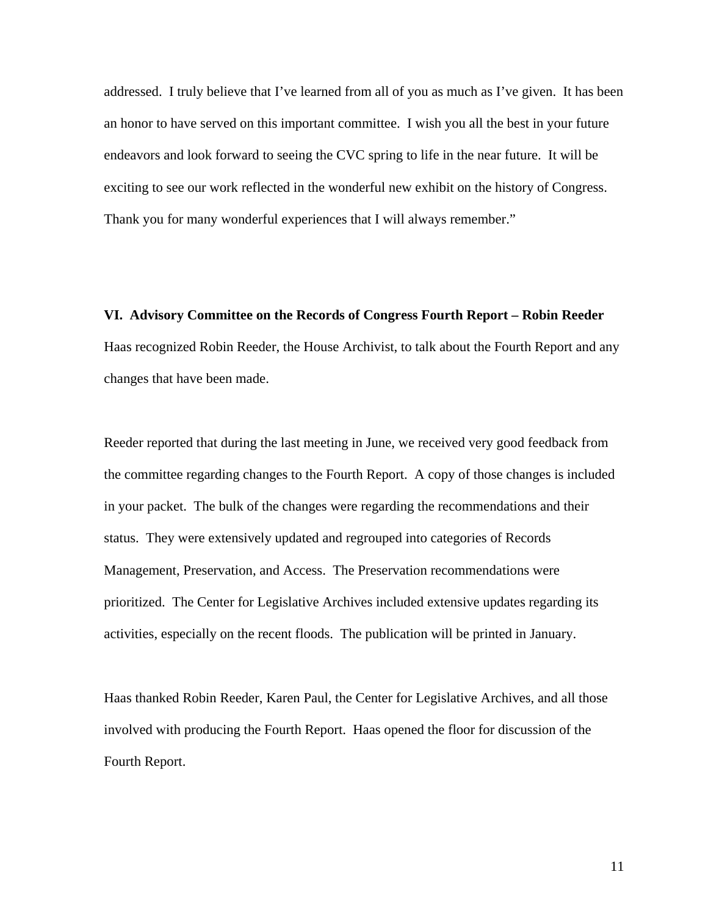addressed. I truly believe that I've learned from all of you as much as I've given. It has been an honor to have served on this important committee. I wish you all the best in your future endeavors and look forward to seeing the CVC spring to life in the near future. It will be exciting to see our work reflected in the wonderful new exhibit on the history of Congress. Thank you for many wonderful experiences that I will always remember."

**VI. Advisory Committee on the Records of Congress Fourth Report – Robin Reeder**

Haas recognized Robin Reeder, the House Archivist, to talk about the Fourth Report and any changes that have been made.

Reeder reported that during the last meeting in June, we received very good feedback from the committee regarding changes to the Fourth Report. A copy of those changes is included in your packet. The bulk of the changes were regarding the recommendations and their status. They were extensively updated and regrouped into categories of Records Management, Preservation, and Access. The Preservation recommendations were prioritized. The Center for Legislative Archives included extensive updates regarding its activities, especially on the recent floods. The publication will be printed in January.

Haas thanked Robin Reeder, Karen Paul, the Center for Legislative Archives, and all those involved with producing the Fourth Report. Haas opened the floor for discussion of the Fourth Report.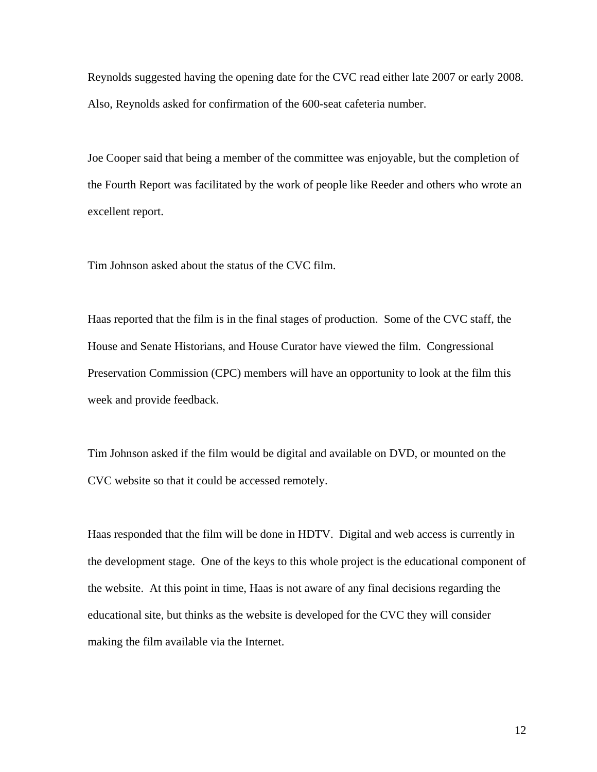Reynolds suggested having the opening date for the CVC read either late 2007 or early 2008. Also, Reynolds asked for confirmation of the 600-seat cafeteria number.

Joe Cooper said that being a member of the committee was enjoyable, but the completion of the Fourth Report was facilitated by the work of people like Reeder and others who wrote an excellent report.

Tim Johnson asked about the status of the CVC film.

Haas reported that the film is in the final stages of production. Some of the CVC staff, the House and Senate Historians, and House Curator have viewed the film. Congressional Preservation Commission (CPC) members will have an opportunity to look at the film this week and provide feedback.

Tim Johnson asked if the film would be digital and available on DVD, or mounted on the CVC website so that it could be accessed remotely.

Haas responded that the film will be done in HDTV. Digital and web access is currently in the development stage. One of the keys to this whole project is the educational component of the website. At this point in time, Haas is not aware of any final decisions regarding the educational site, but thinks as the website is developed for the CVC they will consider making the film available via the Internet.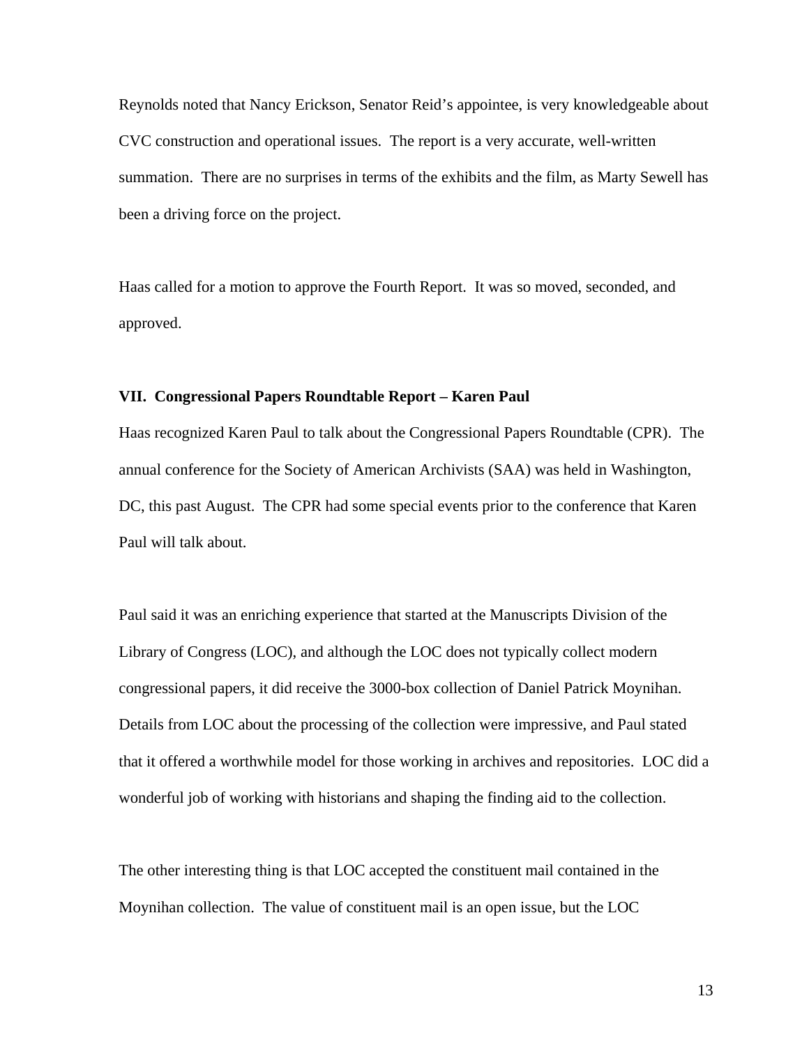Reynolds noted that Nancy Erickson, Senator Reid's appointee, is very knowledgeable about CVC construction and operational issues. The report is a very accurate, well-written summation. There are no surprises in terms of the exhibits and the film, as Marty Sewell has been a driving force on the project.

Haas called for a motion to approve the Fourth Report. It was so moved, seconded, and approved.

## VII. Congressional Papers Roundtable Report – Karen Paul

Haas recognized Karen Paul to talk about the Congressional Papers Roundtable (CPR). The annual conference for the Society of American Archivists (SAA) was held in Washington, DC, this past August. The CPR had some special events prior to the conference that Karen Paul will talk about.

Paul said it was an enriching experience that started at the Manuscripts Division of the Library of Congress (LOC), and although the LOC does not typically collect modern congressional papers, it did receive the 3000-box collection of Daniel Patrick Moynihan. Details from LOC about the processing of the collection were impressive, and Paul stated that it offered a worthwhile model for those working in archives and repositories. LOC did a wonderful job of working with historians and shaping the finding aid to the collection.

The other interesting thing is that LOC accepted the constituent mail contained in the Moynihan collection. The value of constituent mail is an open issue, but the LOC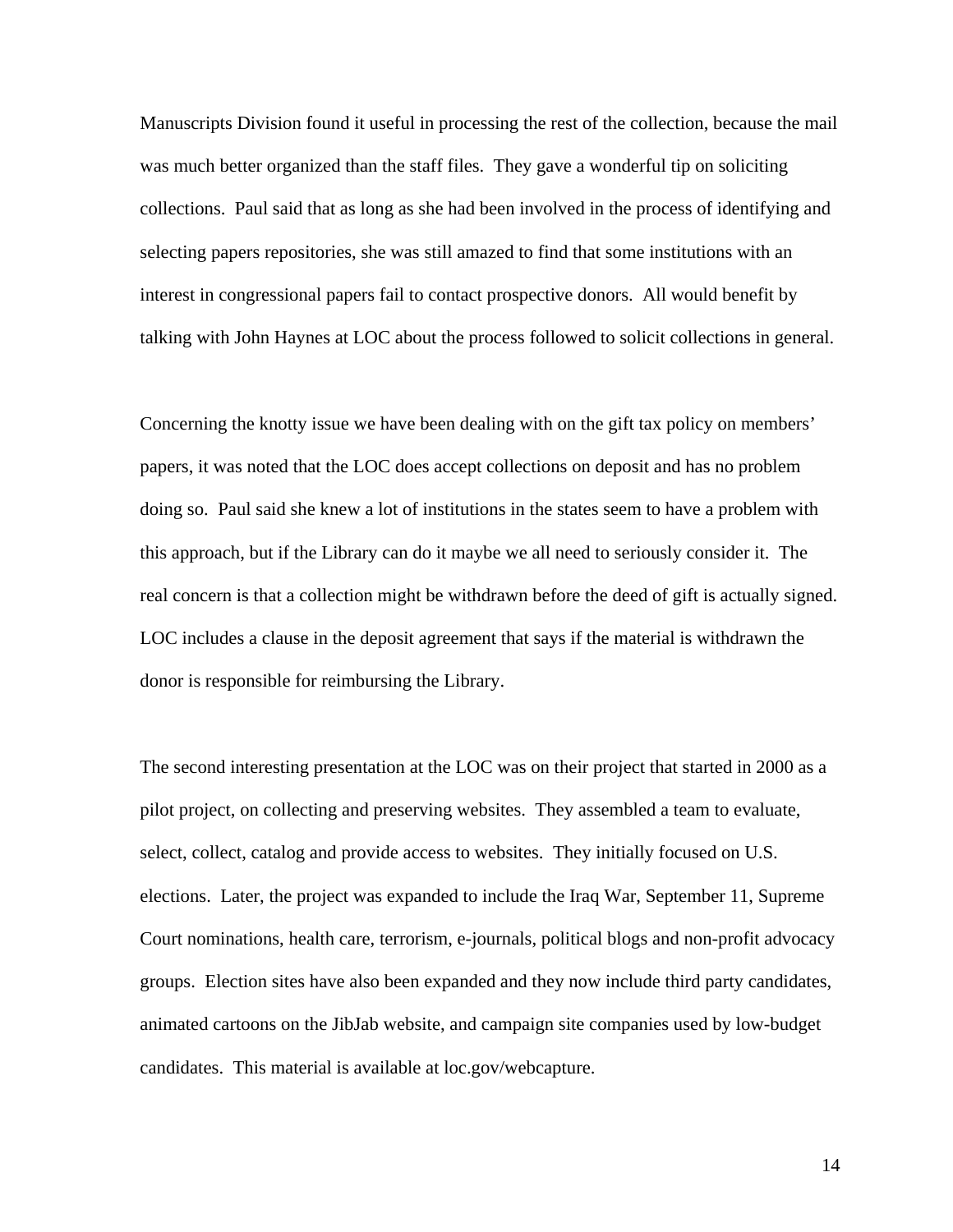Manuscripts Division found it useful in processing the rest of the collection, because the mail was much better organized than the staff files. They gave a wonderful tip on soliciting collections. Paul said that as long as she had been involved in the process of identifying and selecting papers repositories, she was still amazed to find that some institutions with an interest in congressional papers fail to contact prospective donors. All would benefit by talking with John Haynes at LOC about the process followed to solicit collections in general.

Concerning the knotty issue we have been dealing with on the gift tax policy on members' papers, it was noted that the LOC does accept collections on deposit and has no problem doing so. Paul said she knew a lot of institutions in the states seem to have a problem with this approach, but if the Library can do it maybe we all need to seriously consider it. The real concern is that a collection might be withdrawn before the deed of gift is actually signed. LOC includes a clause in the deposit agreement that says if the material is withdrawn the donor is responsible for reimbursing the Library.

The second interesting presentation at the LOC was on their project that started in 2000 as a pilot project, on collecting and preserving websites. They assembled a team to evaluate, select, collect, catalog and provide access to websites. They initially focused on U.S. elections. Later, the project was expanded to include the Iraq War, September 11, Supreme Court nominations, health care, terrorism, e-journals, political blogs and non-profit advocacy groups. Election sites have also been expanded and they now include third party candidates, animated cartoons on the JibJab website, and campaign site companies used by low-budget candidates. This material is available at loc.gov/webcapture.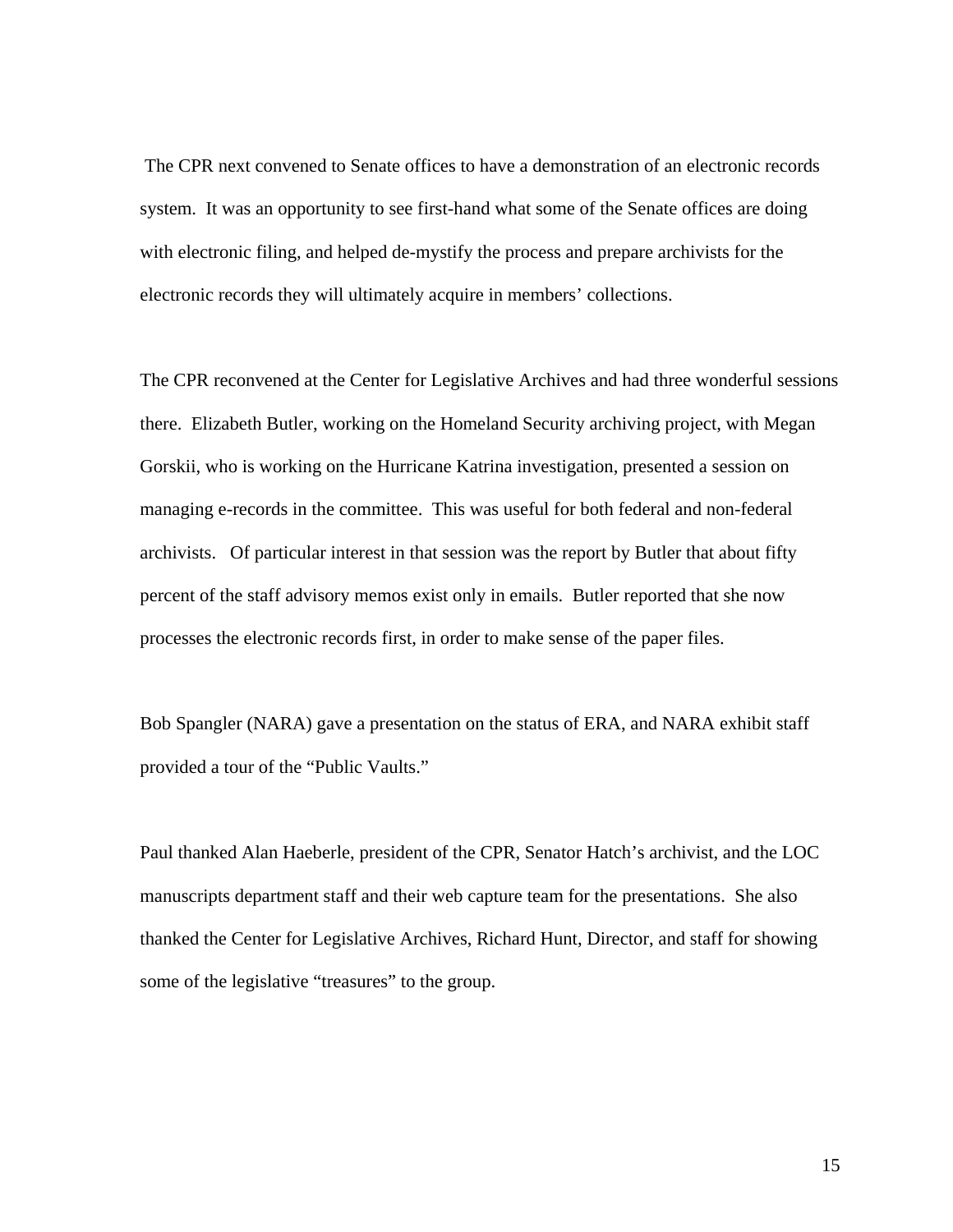The CPR next convened to Senate offices to have a demonstration of an electronic records system. It was an opportunity to see first-hand what some of the Senate offices are doing with electronic filing, and helped de-mystify the process and prepare archivists for the electronic records they will ultimately acquire in members' collections.

The CPR reconvened at the Center for Legislative Archives and had three wonderful sessions there. Elizabeth Butler, working on the Homeland Security archiving project, with Megan Gorskii, who is working on the Hurricane Katrina investigation, presented a session on managing e-records in the committee. This was useful for both federal and non-federal archivists. Of particular interest in that session was the report by Butler that about fifty percent of the staff advisory memos exist only in emails. Butler reported that she now processes the electronic records first, in order to make sense of the paper files.

Bob Spangler (NARA) gave a presentation on the status of ERA, and NARA exhibit staff provided a tour of the "Public Vaults."

Paul thanked Alan Haeberle, president of the CPR, Senator Hatch's archivist, and the LOC manuscripts department staff and their web capture team for the presentations. She also thanked the Center for Legislative Archives, Richard Hunt, Director, and staff for showing some of the legislative "treasures" to the group.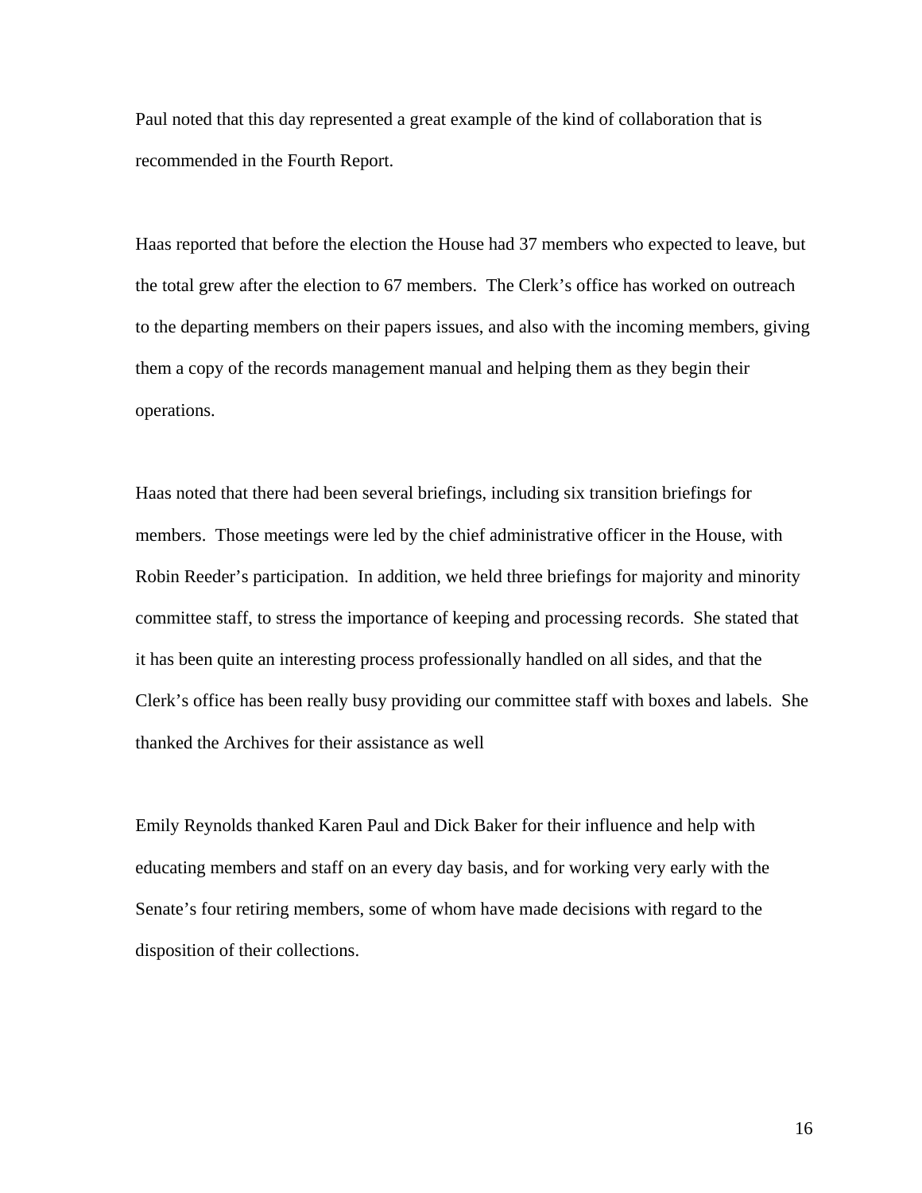Paul noted that this day represented a great example of the kind of collaboration that is recommended in the Fourth Report.

Haas reported that before the election the House had 37 members who expected to leave, but the total grew after the election to 67 members. The Clerk's office has worked on outreach to the departing members on their papers issues, and also with the incoming members, giving them a copy of the records management manual and helping them as they begin their operations.

Haas noted that there had been several briefings, including six transition briefings for members. Those meetings were led by the chief administrative officer in the House, with Robin Reeder's participation. In addition, we held three briefings for majority and minority committee staff, to stress the importance of keeping and processing records. She stated that it has been quite an interesting process professionally handled on all sides, and that the Clerk's office has been really busy providing our committee staff with boxes and labels. She thanked the Archives for their assistance as well

Emily Reynolds thanked Karen Paul and Dick Baker for their influence and help with educating members and staff on an every day basis, and for working very early with the Senate's four retiring members, some of whom have made decisions with regard to the disposition of their collections.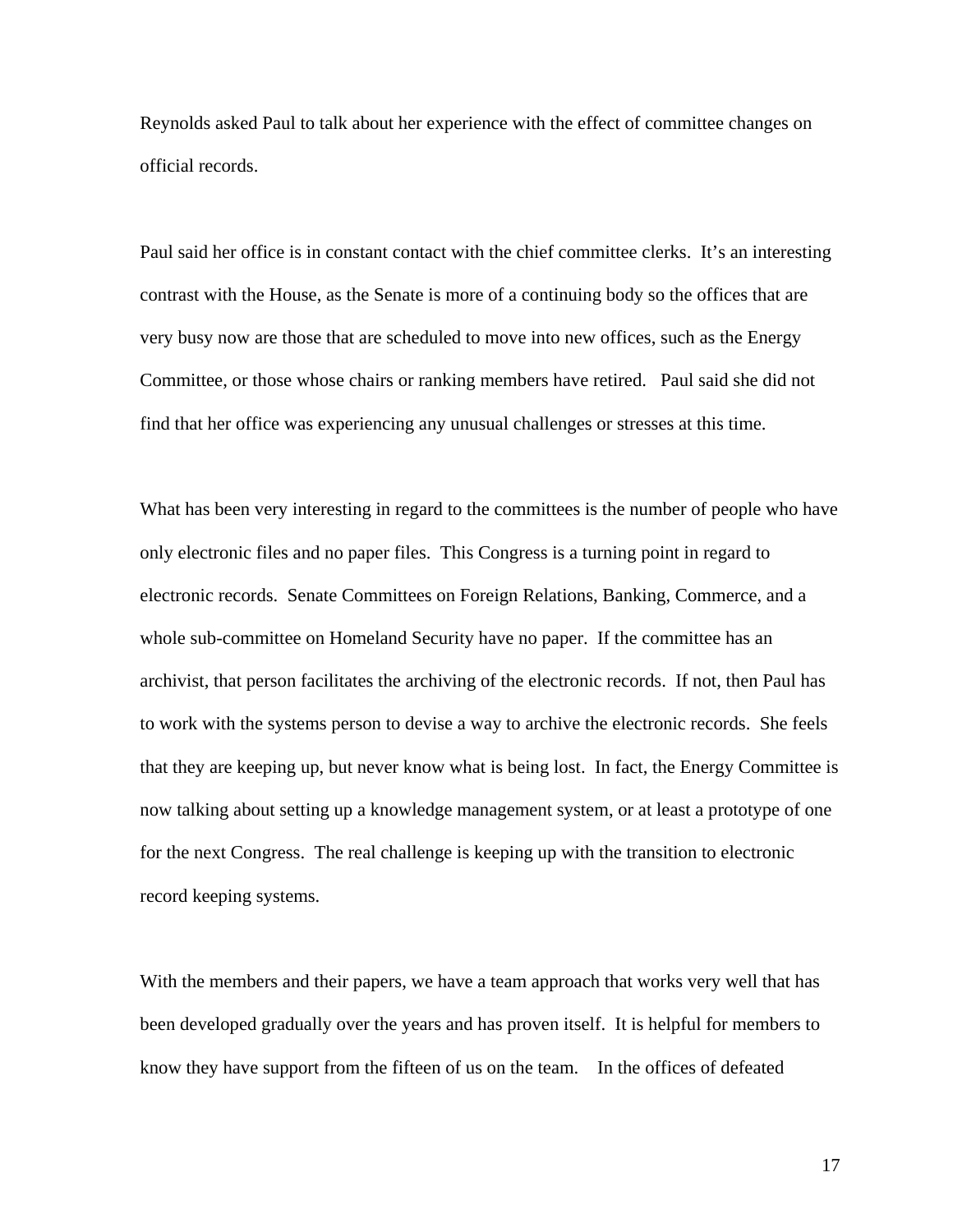Reynolds asked Paul to talk about her experience with the effect of committee changes on official records.

Paul said her office is in constant contact with the chief committee clerks. It's an interesting contrast with the House, as the Senate is more of a continuing body so the offices that are very busy now are those that are scheduled to move into new offices, such as the Energy Committee, or those whose chairs or ranking members have retired. Paul said she did not find that her office was experiencing any unusual challenges or stresses at this time.

What has been very interesting in regard to the committees is the number of people who have only electronic files and no paper files. This Congress is a turning point in regard to electronic records. Senate Committees on Foreign Relations, Banking, Commerce, and a whole sub-committee on Homeland Security have no paper. If the committee has an archivist, that person facilitates the archiving of the electronic records. If not, then Paul has to work with the systems person to devise a way to archive the electronic records. She feels that they are keeping up, but never know what is being lost. In fact, the Energy Committee is now talking about setting up a knowledge management system, or at least a prototype of one for the next Congress. The real challenge is keeping up with the transition to electronic record keeping systems.

With the members and their papers, we have a team approach that works very well that has been developed gradually over the years and has proven itself. It is helpful for members to know they have support from the fifteen of us on the team. In the offices of defeated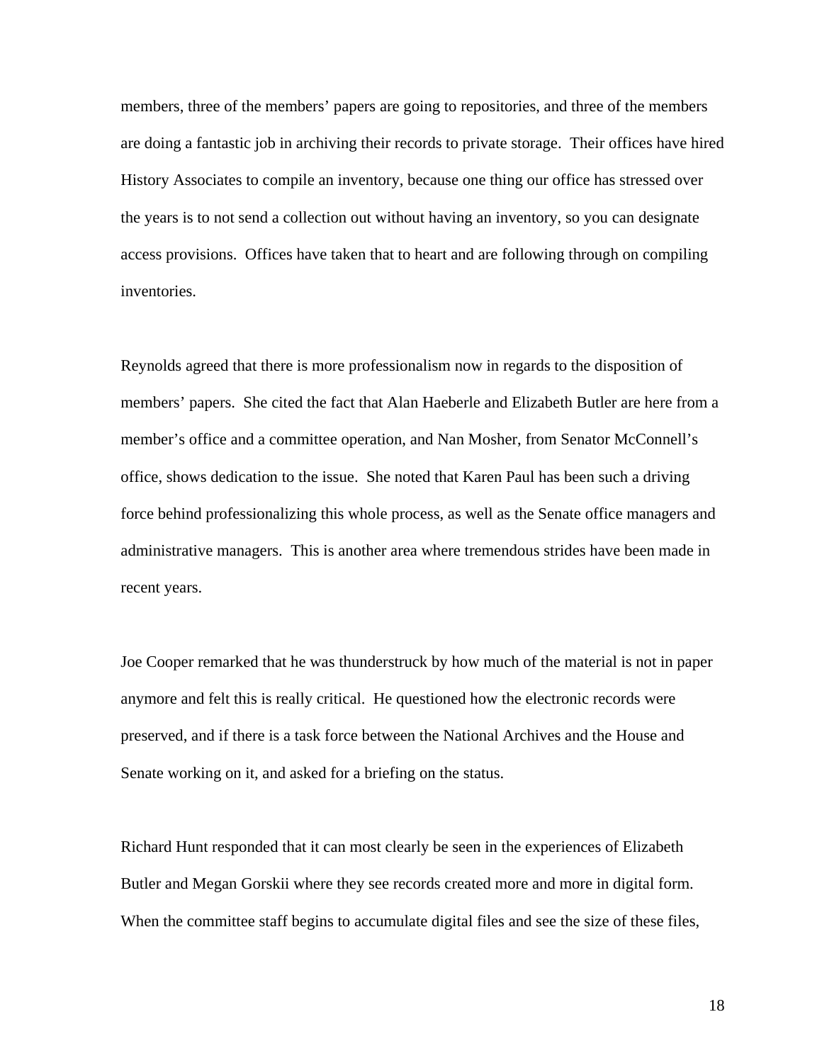members, three of the members' papers are going to repositories, and three of the members are doing a fantastic job in archiving their records to private storage. Their offices have hired History Associates to compile an inventory, because one thing our office has stressed over the years is to not send a collection out without having an inventory, so you can designate access provisions. Offices have taken that to heart and are following through on compiling inventories.

Reynolds agreed that there is more professionalism now in regards to the disposition of members' papers. She cited the fact that Alan Haeberle and Elizabeth Butler are here from a member's office and a committee operation, and Nan Mosher, from Senator McConnell's office, shows dedication to the issue. She noted that Karen Paul has been such a driving force behind professionalizing this whole process, as well as the Senate office managers and administrative managers. This is another area where tremendous strides have been made in recent years.

Joe Cooper remarked that he was thunderstruck by how much of the material is not in paper anymore and felt this is really critical. He questioned how the electronic records were preserved, and if there is a task force between the National Archives and the House and Senate working on it, and asked for a briefing on the status.

Richard Hunt responded that it can most clearly be seen in the experiences of Elizabeth Butler and Megan Gorskii where they see records created more and more in digital form. When the committee staff begins to accumulate digital files and see the size of these files,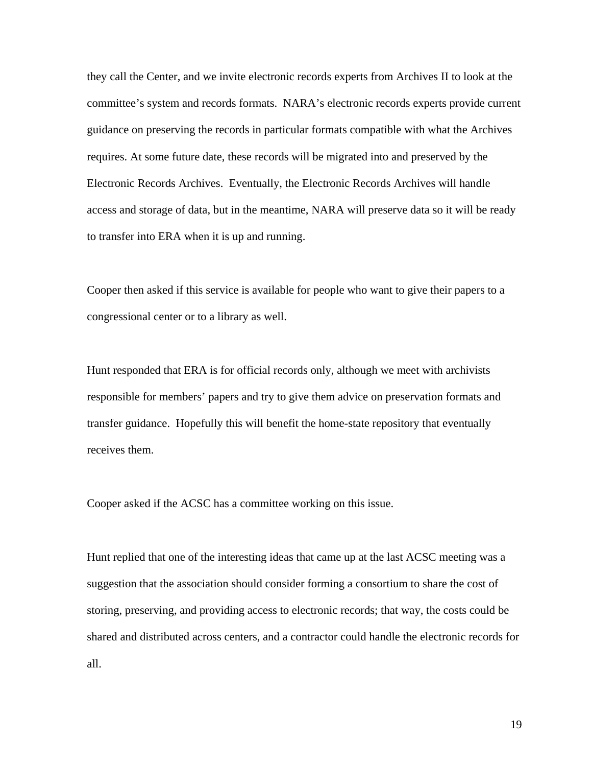they call the Center, and we invite electronic records experts from Archives II to look at the committee's system and records formats. NARA's electronic records experts provide current guidance on preserving the records in particular formats compatible with what the Archives requires. At some future date, these records will be migrated into and preserved by the Electronic Records Archives. Eventually, the Electronic Records Archives will handle access and storage of data, but in the meantime, NARA will preserve data so it will be ready to transfer into ERA when it is up and running.

Cooper then asked if this service is available for people who want to give their papers to a congressional center or to a library as well.

Hunt responded that ERA is for official records only, although we meet with archivists responsible for members' papers and try to give them advice on preservation formats and transfer guidance. Hopefully this will benefit the home-state repository that eventually receives them.

Cooper asked if the ACSC has a committee working on this issue.

Hunt replied that one of the interesting ideas that came up at the last ACSC meeting was a suggestion that the association should consider forming a consortium to share the cost of storing, preserving, and providing access to electronic records; that way, the costs could be shared and distributed across centers, and a contractor could handle the electronic records for all.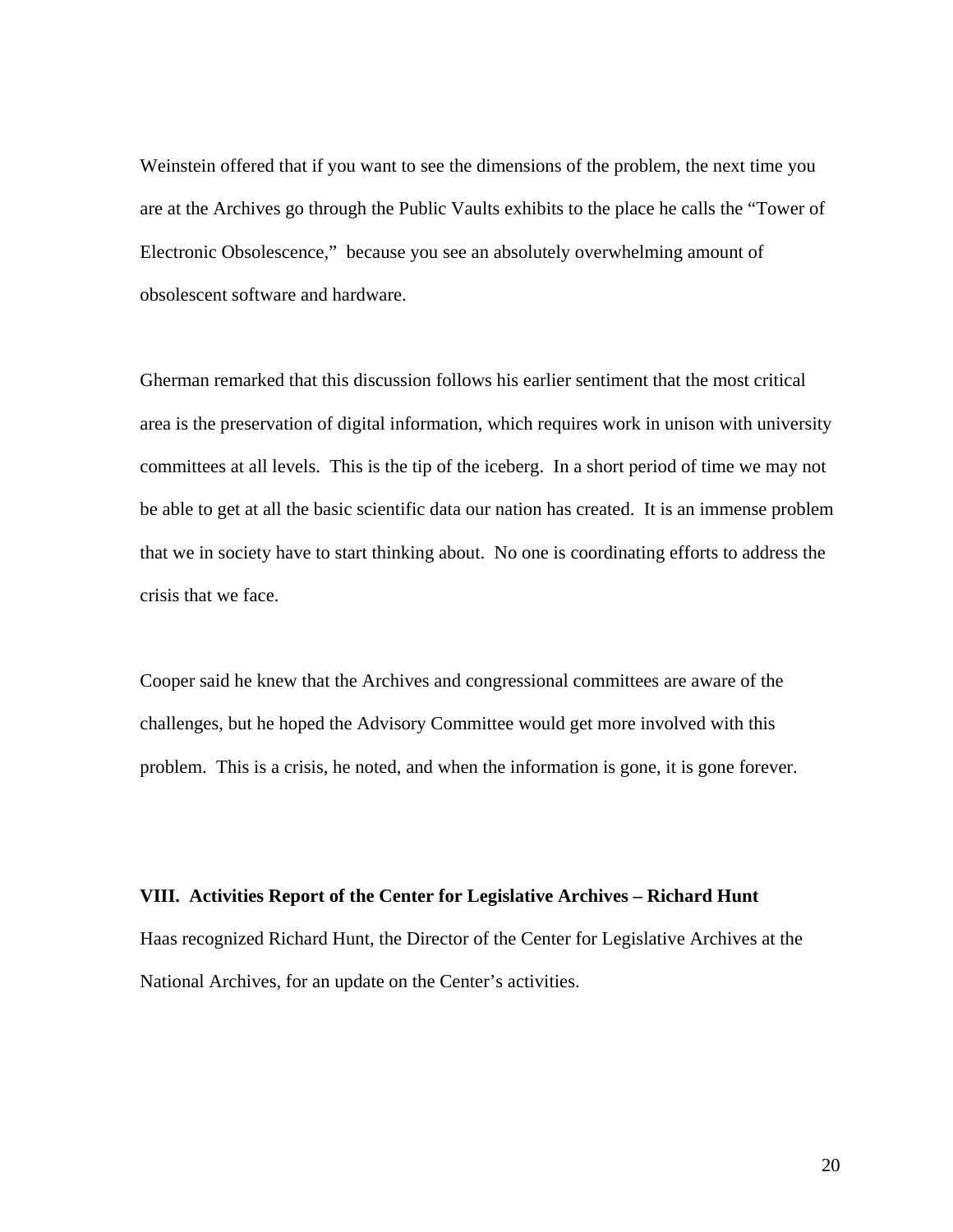Weinstein offered that if you want to see the dimensions of the problem, the next time you are at the Archives go through the Public Vaults exhibits to the place he calls the "Tower of Electronic Obsolescence," because you see an absolutely overwhelming amount of obsolescent software and hardware.

Gherman remarked that this discussion follows his earlier sentiment that the most critical area is the preservation of digital information, which requires work in unison with university committees at all levels. This is the tip of the iceberg. In a short period of time we may not be able to get at all the basic scientific data our nation has created. It is an immense problem that we in society have to start thinking about. No one is coordinating efforts to address the crisis that we face.

Cooper said he knew that the Archives and congressional committees are aware of the challenges, but he hoped the Advisory Committee would get more involved with this problem. This is a crisis, he noted, and when the information is gone, it is gone forever.

**VIII. Activities Report of the Center for Legislative Archives – Richard Hunt**

Haas recognized Richard Hunt, the Director of the Center for Legislative Archives at the National Archives, for an update on the Center's activities.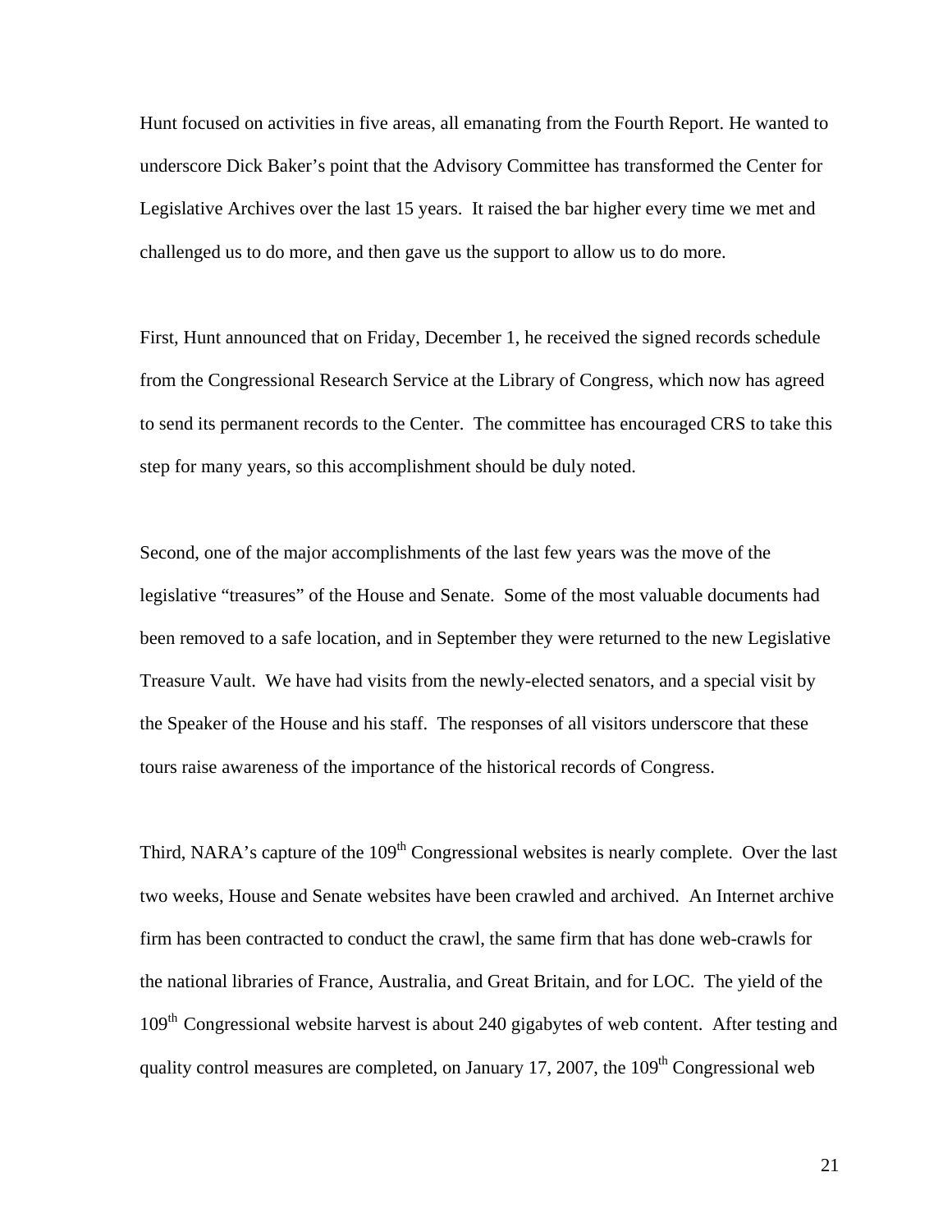Hunt focused on activities in five areas, all emanating from the Fourth Report. He wanted to underscore Dick Baker's point that the Advisory Committee has transformed the Center for Legislative Archives over the last 15 years. It raised the bar higher every time we met and challenged us to do more, and then gave us the support to allow us to do more.

First, Hunt announced that on Friday, December 1, he received the signed records schedule from the Congressional Research Service at the Library of Congress, which now has agreed to send its permanent records to the Center. The committee has encouraged CRS to take this step for many years, so this accomplishment should be duly noted.

Second, one of the major accomplishments of the last few years was the move of the legislative "treasures" of the House and Senate. Some of the most valuable documents had been removed to a safe location, and in September they were returned to the new Legislative Treasure Vault. We have had visits from the newly-elected senators, and a special visit by the Speaker of the House and his staff. The responses of all visitors underscore that these tours raise awareness of the importance of the historical records of Congress.

Third, NARA's capture of the 109th Congressional websites is nearly complete. Over the last two weeks, House and Senate websites have been crawled and archived. An Internet archive firm has been contracted to conduct the crawl, the same firm that has done web-crawls for the national libraries of France, Australia, and Great Britain, and for LOC. The yield of the 109th Congressional website harvest is about 240 gigabytes of web content. After testing and quality control measures are completed, on January 17, 2007, the 109th Congressional web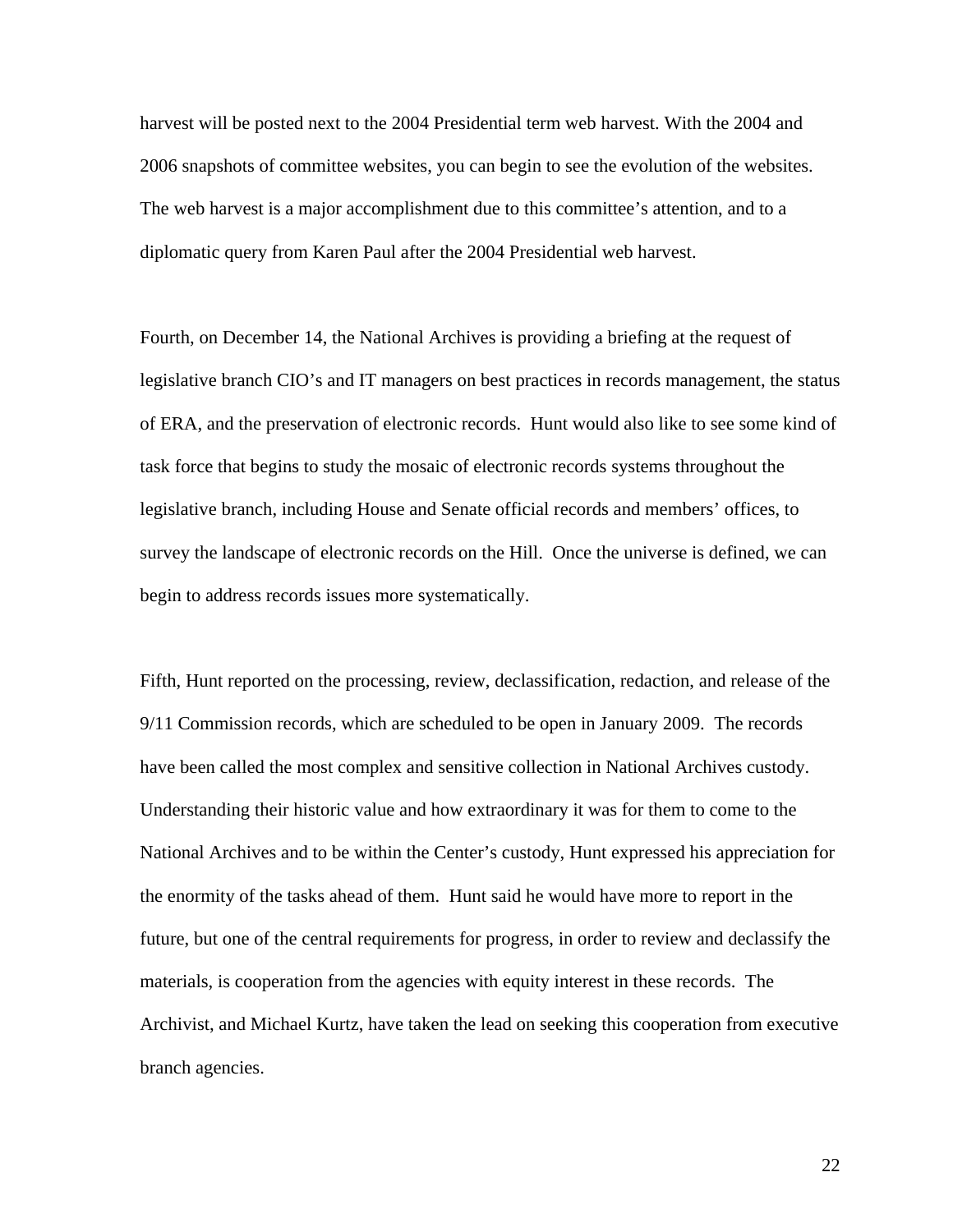harvest will be posted next to the 2004 Presidential term web harvest. With the 2004 and 2006 snapshots of committee websites, you can begin to see the evolution of the websites. The web harvest is a major accomplishment due to this committee's attention, and to a diplomatic query from Karen Paul after the 2004 Presidential web harvest.

Fourth, on December 14, the National Archives is providing a briefing at the request of legislative branch CIO's and IT managers on best practices in records management, the status of ERA, and the preservation of electronic records. Hunt would also like to see some kind of task force that begins to study the mosaic of electronic records systems throughout the legislative branch, including House and Senate official records and members' offices, to survey the landscape of electronic records on the Hill. Once the universe is defined, we can begin to address records issues more systematically.

Fifth, Hunt reported on the processing, review, declassification, redaction, and release of the 9/11 Commission records, which are scheduled to be open in January 2009. The records have been called the most complex and sensitive collection in National Archives custody. Understanding their historic value and how extraordinary it was for them to come to the National Archives and to be within the Center's custody, Hunt expressed his appreciation for the enormity of the tasks ahead of them. Hunt said he would have more to report in the future, but one of the central requirements for progress, in order to review and declassify the materials, is cooperation from the agencies with equity interest in these records. The Archivist, and Michael Kurtz, have taken the lead on seeking this cooperation from executive branch agencies.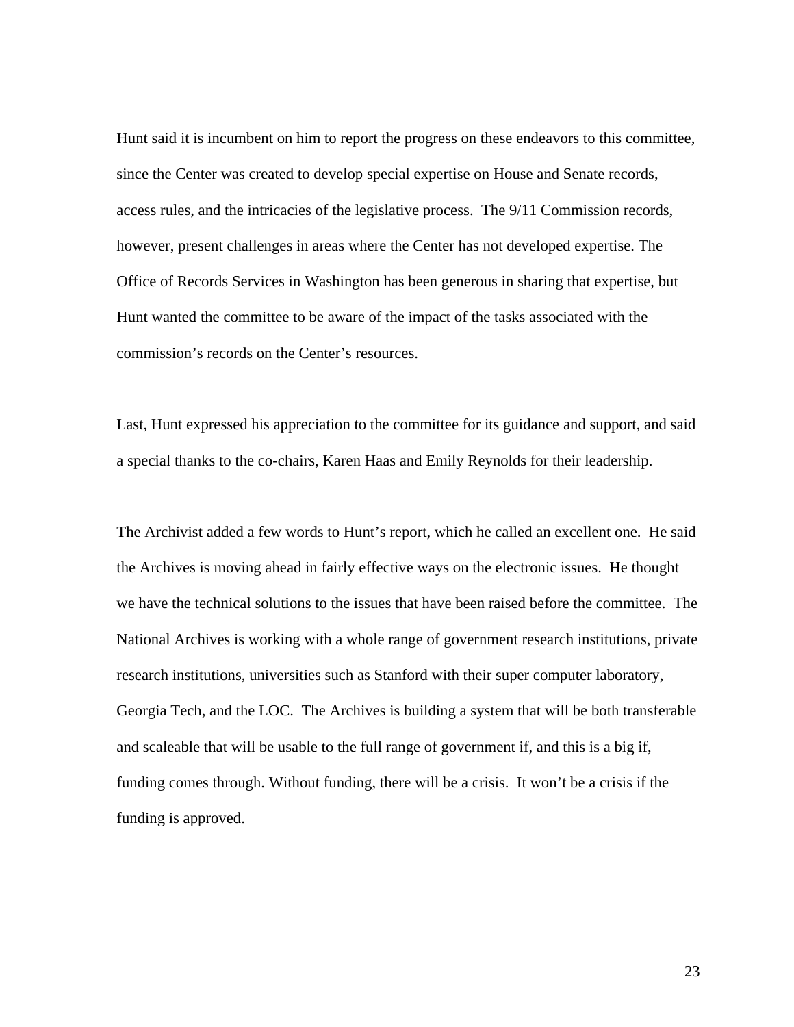Hunt said it is incumbent on him to report the progress on these endeavors to this committee, since the Center was created to develop special expertise on House and Senate records, access rules, and the intricacies of the legislative process. The 9/11 Commission records, however, present challenges in areas where the Center has not developed expertise. The Office of Records Services in Washington has been generous in sharing that expertise, but Hunt wanted the committee to be aware of the impact of the tasks associated with the commission's records on the Center's resources.

Last, Hunt expressed his appreciation to the committee for its guidance and support, and said a special thanks to the co-chairs, Karen Haas and Emily Reynolds for their leadership.

The Archivist added a few words to Hunt's report, which he called an excellent one. He said the Archives is moving ahead in fairly effective ways on the electronic issues. He thought we have the technical solutions to the issues that have been raised before the committee. The National Archives is working with a whole range of government research institutions, private research institutions, universities such as Stanford with their super computer laboratory, Georgia Tech, and the LOC. The Archives is building a system that will be both transferable and scaleable that will be usable to the full range of government if, and this is a big if, funding comes through. Without funding, there will be a crisis. It won't be a crisis if the funding is approved.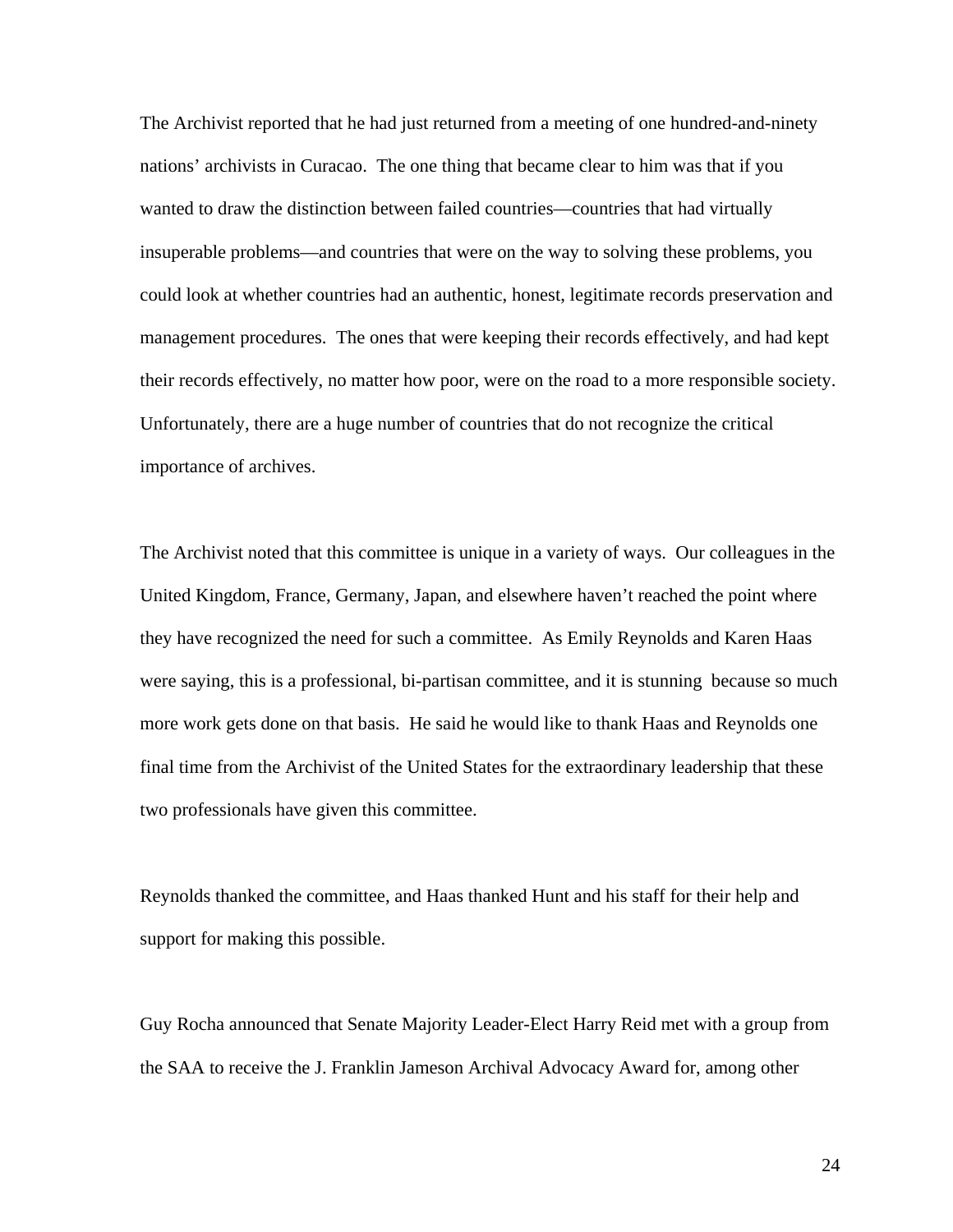The Archivist reported that he had just returned from a meeting of one hundred-and-ninety nations' archivists in Curacao. The one thing that became clear to him was that if you wanted to draw the distinction between failed countries—countries that had virtually insuperable problems—and countries that were on the way to solving these problems, you could look at whether countries had an authentic, honest, legitimate records preservation and management procedures. The ones that were keeping their records effectively, and had kept their records effectively, no matter how poor, were on the road to a more responsible society. Unfortunately, there are a huge number of countries that do not recognize the critical importance of archives.

The Archivist noted that this committee is unique in a variety of ways. Our colleagues in the United Kingdom, France, Germany, Japan, and elsewhere haven't reached the point where they have recognized the need for such a committee. As Emily Reynolds and Karen Haas were saying, this is a professional, bi-partisan committee, and it is stunning because so much more work gets done on that basis. He said he would like to thank Haas and Reynolds one final time from the Archivist of the United States for the extraordinary leadership that these two professionals have given this committee.

Reynolds thanked the committee, and Haas thanked Hunt and his staff for their help and support for making this possible.

Guy Rocha announced that Senate Majority Leader-Elect Harry Reid met with a group from the SAA to receive the J. Franklin Jameson Archival Advocacy Award for, among other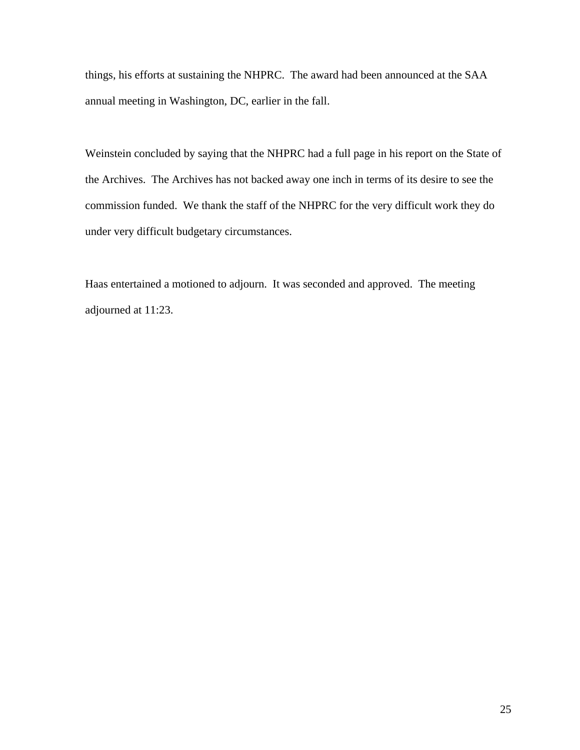things, his efforts at sustaining the NHPRC. The award had been announced at the SAA annual meeting in Washington, DC, earlier in the fall.

Weinstein concluded by saying that the NHPRC had a full page in his report on the State of the Archives. The Archives has not backed away one inch in terms of its desire to see the commission funded. We thank the staff of the NHPRC for the very difficult work they do under very difficult budgetary circumstances.

Haas entertained a motioned to adjourn. It was seconded and approved. The meeting adjourned at 11:23.